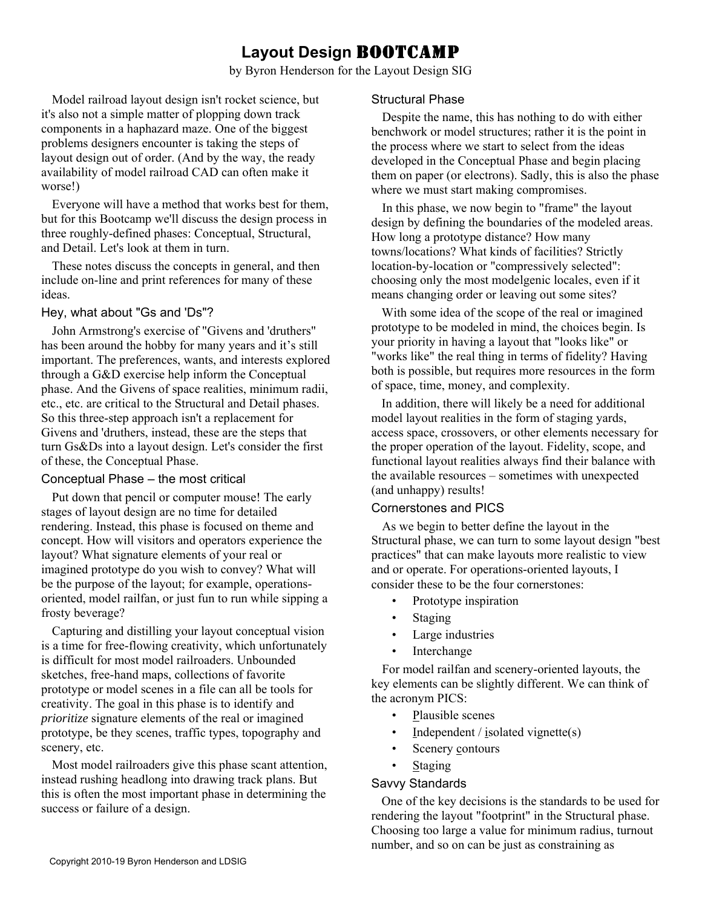# Layout Design BOOTCAMP

by Byron Henderson for the Layout Design SIG

Model railroad layout design isn't rocket science, but it's also not a simple matter of plopping down track components in a haphazard maze. One of the biggest problems designers encounter is taking the steps of layout design out of order. (And by the way, the ready availability of model railroad CAD can often make it worse!)

Everyone will have a method that works best for them, but for this Bootcamp we'll discuss the design process in three roughly-defined phases: Conceptual, Structural, and Detail. Let's look at them in turn.

These notes discuss the concepts in general, and then include on-line and print references for many of these ideas.

## Hey, what about "Gs and 'Ds"?

John Armstrong's exercise of "Givens and 'druthers" has been around the hobby for many years and it's still important. The preferences, wants, and interests explored through a G&D exercise help inform the Conceptual phase. And the Givens of space realities, minimum radii, etc., etc. are critical to the Structural and Detail phases. So this three-step approach isn't a replacement for Givens and 'druthers, instead, these are the steps that turn Gs&Ds into a layout design. Let's consider the first of these, the Conceptual Phase.

## Conceptual Phase – the most critical

Put down that pencil or computer mouse! The early stages of layout design are no time for detailed rendering. Instead, this phase is focused on theme and concept. How will visitors and operators experience the layout? What signature elements of your real or imagined prototype do you wish to convey? What will be the purpose of the layout; for example, operations-oriented, model railfan, or just fun to run while sipping a frosty beverage?

Capturing and distilling your layout conceptual vision is a time for free-flowing creativity, which unfortunately is difficult for most model railroaders. Unbounded sketches, free-hand maps, collections of favorite prototype or model scenes in a file can all be tools for creativity. The goal in this phase is to identify and *prioritize* signature elements of the real or imagined prototype, be they scenes, traffic types, topography and scenery, etc.

Most model railroaders give this phase scant attention, instead rushing headlong into drawing track plans. But this is often the most important phase in determining the success or failure of a design.

## Structural Phase

Despite the name, this has nothing to do with either benchwork or model structures; rather it is the point in the process where we start to select from the ideas developed in the Conceptual Phase and begin placing them on paper (or electrons). Sadly, this is also the phase where we must start making compromises.

In this phase, we now begin to "frame" the layout design by defining the boundaries of the modeled areas. How long a prototype distance? How many towns/locations? What kinds of facilities? Strictly location-by-location or "compressively selected": choosing only the most modelgenic locales, even if it means changing order or leaving out some sites?

With some idea of the scope of the real or imagined prototype to be modeled in mind, the choices begin. Is your priority in having a layout that "looks like" or "works like" the real thing in terms of fidelity? Having both is possible, but requires more resources in the form of space, time, money, and complexity.

In addition, there will likely be a need for additional model layout realities in the form of staging yards, access space, crossovers, or other elements necessary for the proper operation of the layout. Fidelity, scope, and functional layout realities always find their balance with the available resources – sometimes with unexpected (and unhappy) results!

## Cornerstones and PICS

As we begin to better define the layout in the Structural phase, we can turn to some layout design "best practices" that can make layouts more realistic to view and or operate. For operations-oriented layouts, I consider these to be the four cornerstones:

- Prototype inspiration
- Staging
- Large industries
- Interchange

For model railfan and scenery-oriented layouts, the key elements can be slightly different. We can think of the acronym PICS:

- Plausible scenes
- Independent / isolated vignette(s)
- Scenery contours
- Staging

## Savvy Standards

One of the key decisions is the standards to be used for rendering the layout "footprint" in the Structural phase. Choosing too large a value for minimum radius, turnout number, and so on can be just as constraining as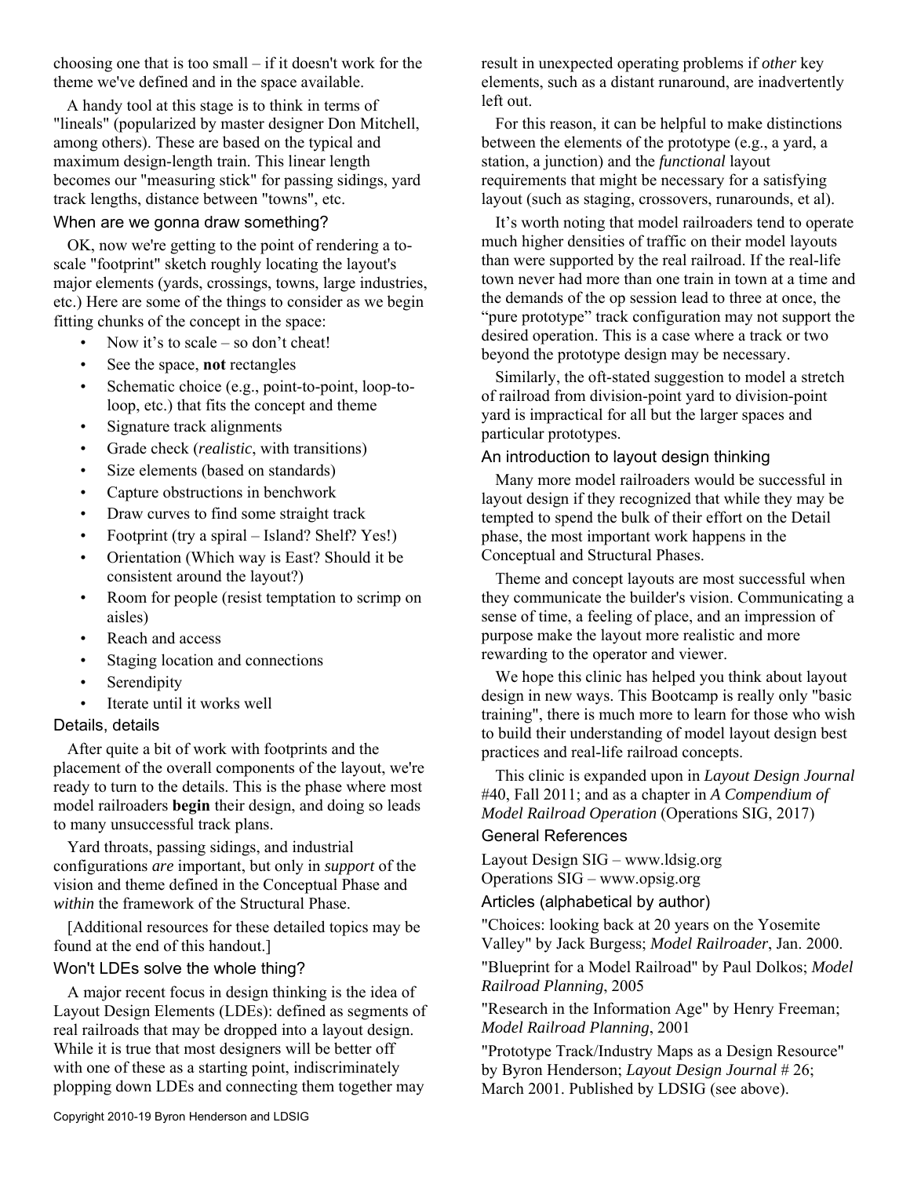choosing one that is too small – if it doesn't work for the theme we've defined and in the space available.

A handy tool at this stage is to think in terms of "lineals" (popularized by master designer Don Mitchell, among others). These are based on the typical and maximum design-length train. This linear length becomes our "measuring stick" for passing sidings, yard track lengths, distance between "towns", etc.

### When are we gonna draw something?

OK, now we're getting to the point of rendering a to-scale "footprint" sketch roughly locating the layout's major elements (yards, crossings, towns, large industries, etc.) Here are some of the things to consider as we begin fitting chunks of the concept in the space:

- Now it's to scale – so don't cheat!
- See the space, **not** rectangles
- Schematic choice (e.g., point-to-point, loop-to-loop, etc.) that fits the concept and theme
- Signature track alignments
- Grade check (*realistic*, with transitions)
- Size elements (based on standards)
- Capture obstructions in benchwork
- Draw curves to find some straight track
- Footprint (try a spiral – Island? Shelf? Yes!)
- Orientation (Which way is East? Should it be consistent around the layout?)
- Room for people (resist temptation to scrimp on aisles)
- Reach and access
- Staging location and connections
- Serendipity
- Iterate until it works well

### Details, details

After quite a bit of work with footprints and the placement of the overall components of the layout, we're ready to turn to the details. This is the phase where most model railroaders **begin** their design, and doing so leads to many unsuccessful track plans.

Yard throats, passing sidings, and industrial configurations *are* important, but only in *support* of the vision and theme defined in the Conceptual Phase and *within* the framework of the Structural Phase.

[Additional resources for these detailed topics may be found at the end of this handout.]

### Won't LDEs solve the whole thing?

A major recent focus in design thinking is the idea of Layout Design Elements (LDEs): defined as segments of real railroads that may be dropped into a layout design. While it is true that most designers will be better off with one of these as a starting point, indiscriminately plopping down LDEs and connecting them together may result in unexpected operating problems if *other* key elements, such as a distant runaround, are inadvertently left out.

For this reason, it can be helpful to make distinctions between the elements of the prototype (e.g., a yard, a station, a junction) and the *functional* layout requirements that might be necessary for a satisfying layout (such as staging, crossovers, runarounds, et al).

It's worth noting that model railroaders tend to operate much higher densities of traffic on their model layouts than were supported by the real railroad. If the real-life town never had more than one train in town at a time and the demands of the op session lead to three at once, the "pure prototype" track configuration may not support the desired operation. This is a case where a track or two beyond the prototype design may be necessary.

Similarly, the oft-stated suggestion to model a stretch of railroad from division-point yard to division-point yard is impractical for all but the larger spaces and particular prototypes.

### An introduction to layout design thinking

Many more model railroaders would be successful in layout design if they recognized that while they may be tempted to spend the bulk of their effort on the Detail phase, the most important work happens in the Conceptual and Structural Phases.

Theme and concept layouts are most successful when they communicate the builder's vision. Communicating a sense of time, a feeling of place, and an impression of purpose make the layout more realistic and more rewarding to the operator and viewer.

We hope this clinic has helped you think about layout design in new ways. This Bootcamp is really only "basic training", there is much more to learn for those who wish to build their understanding of model layout design best practices and real-life railroad concepts.

This clinic is expanded upon in *Layout Design Journal* #40, Fall 2011; and as a chapter in *A Compendium of Model Railroad Operation* (Operations SIG, 2017)

### General References

Layout Design SIG – www.ldsig.org
Operations SIG – www.opsig.org

### Articles (alphabetical by author)

"Choices: looking back at 20 years on the Yosemite Valley" by Jack Burgess; *Model Railroader*, Jan. 2000.

"Blueprint for a Model Railroad" by Paul Dolkos; *Model Railroad Planning*, 2005

"Research in the Information Age" by Henry Freeman; *Model Railroad Planning*, 2001

"Prototype Track/Industry Maps as a Design Resource" by Byron Henderson; *Layout Design Journal* # 26; March 2001. Published by LDSIG (see above).

Copyright 2010-19 Byron Henderson and LDSIG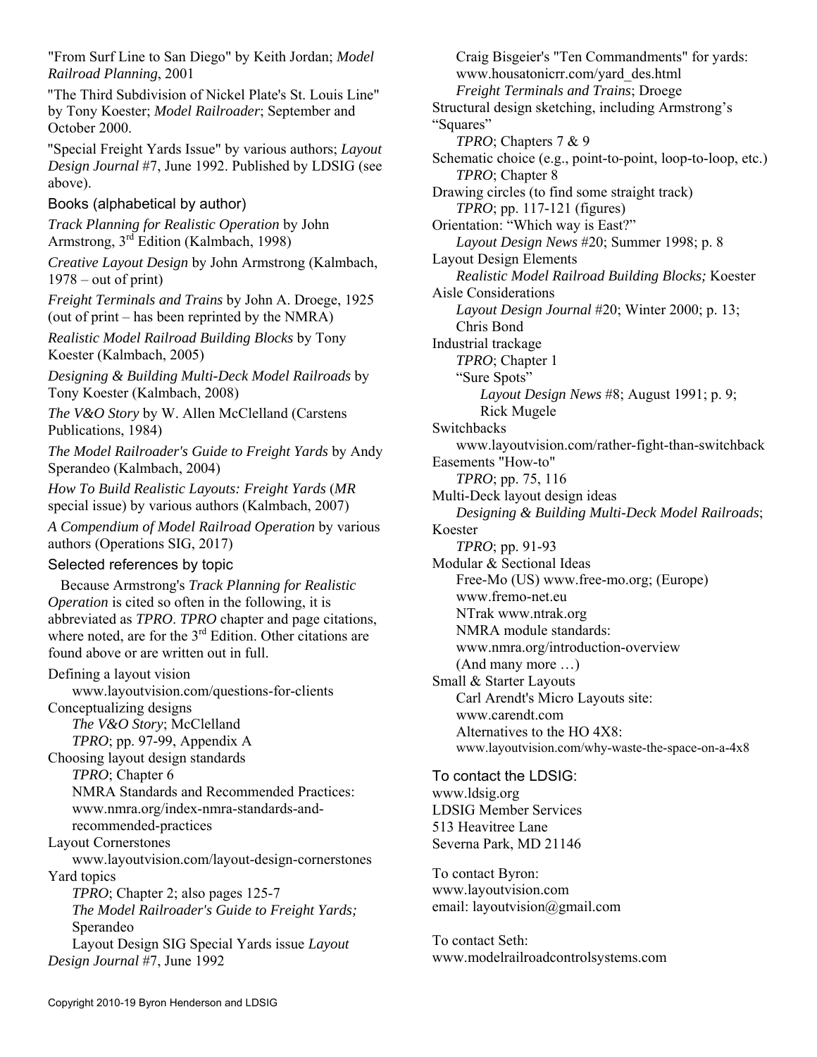"From Surf Line to San Diego" by Keith Jordan; *Model Railroad Planning*, 2001

"The Third Subdivision of Nickel Plate's St. Louis Line" by Tony Koester; *Model Railroader*; September and October 2000.

"Special Freight Yards Issue" by various authors; *Layout Design Journal* #7, June 1992. Published by LDSIG (see above).

### Books (alphabetical by author)

*Track Planning for Realistic Operation* by John Armstrong, 3rd Edition (Kalmbach, 1998)

*Creative Layout Design* by John Armstrong (Kalmbach, 1978 – out of print)

*Freight Terminals and Trains* by John A. Droege, 1925 (out of print – has been reprinted by the NMRA)

*Realistic Model Railroad Building Blocks* by Tony Koester (Kalmbach, 2005)

*Designing & Building Multi-Deck Model Railroads* by Tony Koester (Kalmbach, 2008)

*The V&O Story* by W. Allen McClelland (Carstens Publications, 1984)

*The Model Railroader's Guide to Freight Yards* by Andy Sperandeo (Kalmbach, 2004)

*How To Build Realistic Layouts: Freight Yards* (*MR* special issue) by various authors (Kalmbach, 2007)

*A Compendium of Model Railroad Operation* by various authors (Operations SIG, 2017)

### Selected references by topic

Because Armstrong's *Track Planning for Realistic Operation* is cited so often in the following, it is abbreviated as *TPRO*. *TPRO* chapter and page citations, where noted, are for the 3rd Edition. Other citations are found above or are written out in full.

Defining a layout vision
- www.layoutvision.com/questions-for-clients

Conceptualizing designs
- *The V&O Story*; McClelland
- *TPRO*; pp. 97-99, Appendix A

Choosing layout design standards
- *TPRO*; Chapter 6
- NMRA Standards and Recommended Practices: www.nmra.org/index-nmra-standards-and-recommended-practices

Layout Cornerstones
- www.layoutvision.com/layout-design-cornerstones

Yard topics
- *TPRO*; Chapter 2; also pages 125-7
- *The Model Railroader's Guide to Freight Yards;* Sperandeo
- Layout Design SIG Special Yards issue *Layout Design Journal* #7, June 1992
- Craig Bisgeier's "Ten Commandments" for yards: www.housatonicrr.com/yard_des.html
- *Freight Terminals and Trains*; Droege

Structural design sketching, including Armstrong's "Squares"
- *TPRO*; Chapters 7 & 9

Schematic choice (e.g., point-to-point, loop-to-loop, etc.)
- *TPRO*; Chapter 8

Drawing circles (to find some straight track)
- *TPRO*; pp. 117-121 (figures)

Orientation: "Which way is East?"
- *Layout Design News* #20; Summer 1998; p. 8

Layout Design Elements
- *Realistic Model Railroad Building Blocks;* Koester

Aisle Considerations
- *Layout Design Journal* #20; Winter 2000; p. 13; Chris Bond

Industrial trackage
- *TPRO*; Chapter 1
- "Sure Spots"
  - *Layout Design News* #8; August 1991; p. 9; Rick Mugele

Switchbacks
- www.layoutvision.com/rather-fight-than-switchback

Easements "How-to"
- *TPRO*; pp. 75, 116

Multi-Deck layout design ideas
- *Designing & Building Multi-Deck Model Railroads*; Koester
- *TPRO*; pp. 91-93

Modular & Sectional Ideas
- Free-Mo (US) www.free-mo.org; (Europe) www.fremo-net.eu
- NTrak www.ntrak.org
- NMRA module standards: www.nmra.org/introduction-overview
- (And many more …)

Small & Starter Layouts
- Carl Arendt's Micro Layouts site: www.carendt.com
- Alternatives to the HO 4X8: www.layoutvision.com/why-waste-the-space-on-a-4x8

### To contact the LDSIG:

www.ldsig.org
LDSIG Member Services
513 Heavitree Lane
Severna Park, MD 21146

To contact Byron:
www.layoutvision.com
email: layoutvision@gmail.com

To contact Seth:
www.modelrailroadcontrolsystems.com